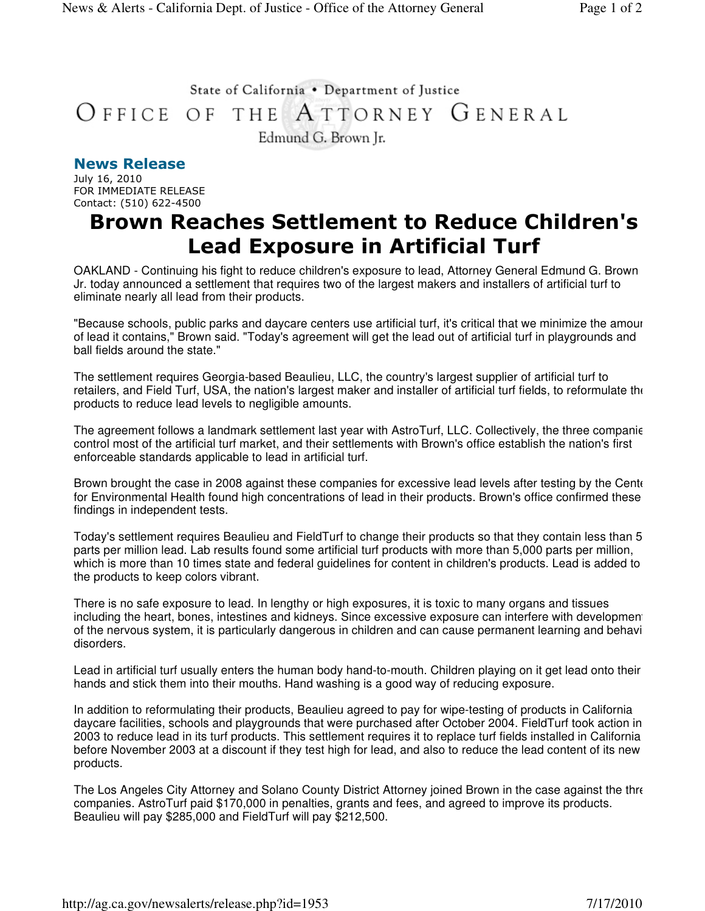State of California • Department of Justice

OFFICE OF THE ATTORNEY GENERAL

Edmund G. Brown Jr.

## News Release

July 16, 2010
FOR IMMEDIATE RELEASE
Contact: (510) 622-4500

# Brown Reaches Settlement to Reduce Children's Lead Exposure in Artificial Turf

OAKLAND - Continuing his fight to reduce children's exposure to lead, Attorney General Edmund G. Brown Jr. today announced a settlement that requires two of the largest makers and installers of artificial turf to eliminate nearly all lead from their products.

"Because schools, public parks and daycare centers use artificial turf, it's critical that we minimize the amoun of lead it contains," Brown said. "Today's agreement will get the lead out of artificial turf in playgrounds and ball fields around the state."

The settlement requires Georgia-based Beaulieu, LLC, the country's largest supplier of artificial turf to retailers, and Field Turf, USA, the nation's largest maker and installer of artificial turf fields, to reformulate the products to reduce lead levels to negligible amounts.

The agreement follows a landmark settlement last year with AstroTurf, LLC. Collectively, the three companie control most of the artificial turf market, and their settlements with Brown's office establish the nation's first enforceable standards applicable to lead in artificial turf.

Brown brought the case in 2008 against these companies for excessive lead levels after testing by the Cente for Environmental Health found high concentrations of lead in their products. Brown's office confirmed these findings in independent tests.

Today's settlement requires Beaulieu and FieldTurf to change their products so that they contain less than 5 parts per million lead. Lab results found some artificial turf products with more than 5,000 parts per million, which is more than 10 times state and federal guidelines for content in children's products. Lead is added to the products to keep colors vibrant.

There is no safe exposure to lead. In lengthy or high exposures, it is toxic to many organs and tissues including the heart, bones, intestines and kidneys. Since excessive exposure can interfere with developmen of the nervous system, it is particularly dangerous in children and can cause permanent learning and behavi disorders.

Lead in artificial turf usually enters the human body hand-to-mouth. Children playing on it get lead onto their hands and stick them into their mouths. Hand washing is a good way of reducing exposure.

In addition to reformulating their products, Beaulieu agreed to pay for wipe-testing of products in California daycare facilities, schools and playgrounds that were purchased after October 2004. FieldTurf took action in 2003 to reduce lead in its turf products. This settlement requires it to replace turf fields installed in California before November 2003 at a discount if they test high for lead, and also to reduce the lead content of its new products.

The Los Angeles City Attorney and Solano County District Attorney joined Brown in the case against the thre companies. AstroTurf paid $170,000 in penalties, grants and fees, and agreed to improve its products. Beaulieu will pay $285,000 and FieldTurf will pay $212,500.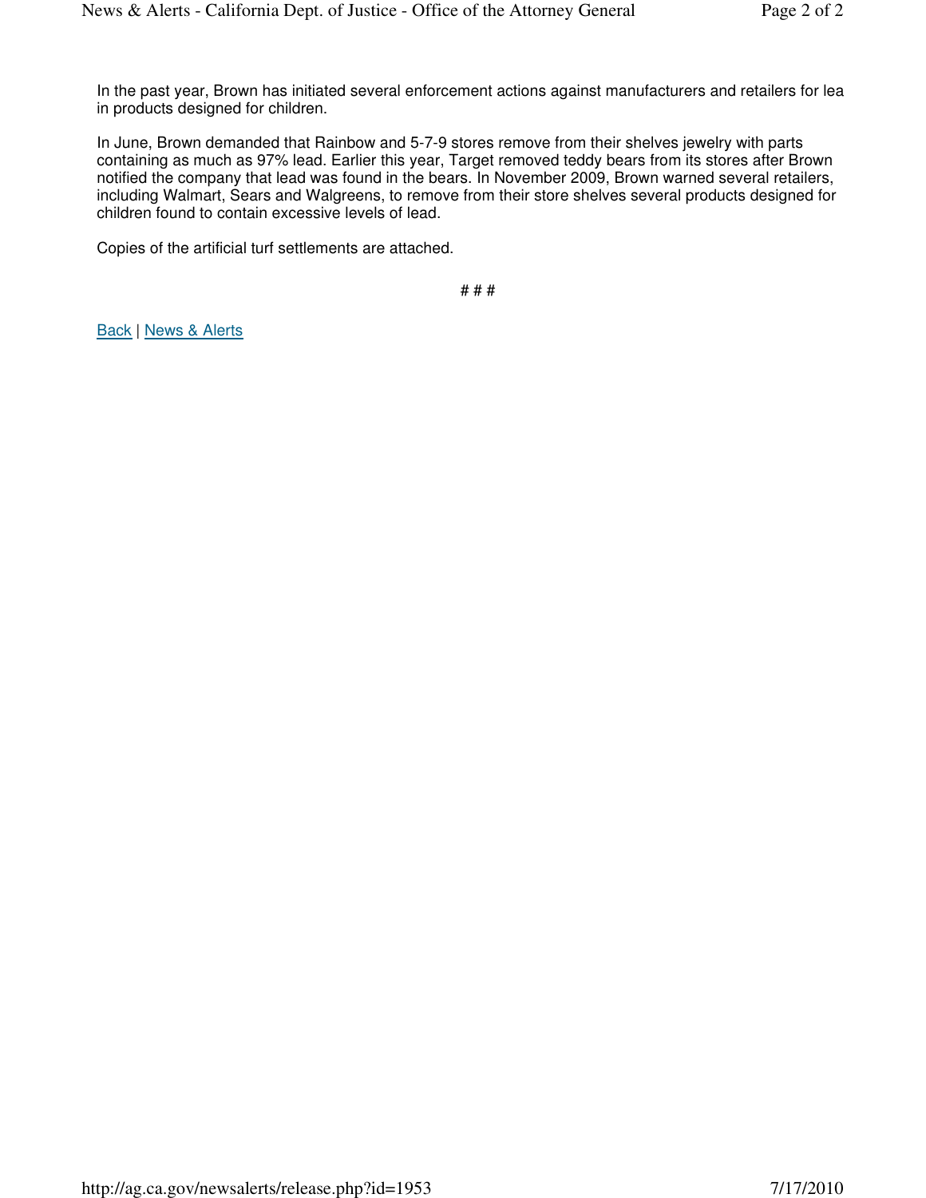In the past year, Brown has initiated several enforcement actions against manufacturers and retailers for lea in products designed for children.

In June, Brown demanded that Rainbow and 5-7-9 stores remove from their shelves jewelry with parts containing as much as 97% lead. Earlier this year, Target removed teddy bears from its stores after Brown notified the company that lead was found in the bears. In November 2009, Brown warned several retailers, including Walmart, Sears and Walgreens, to remove from their store shelves several products designed for children found to contain excessive levels of lead.

Copies of the artificial turf settlements are attached.

# # #

Back | News & Alerts